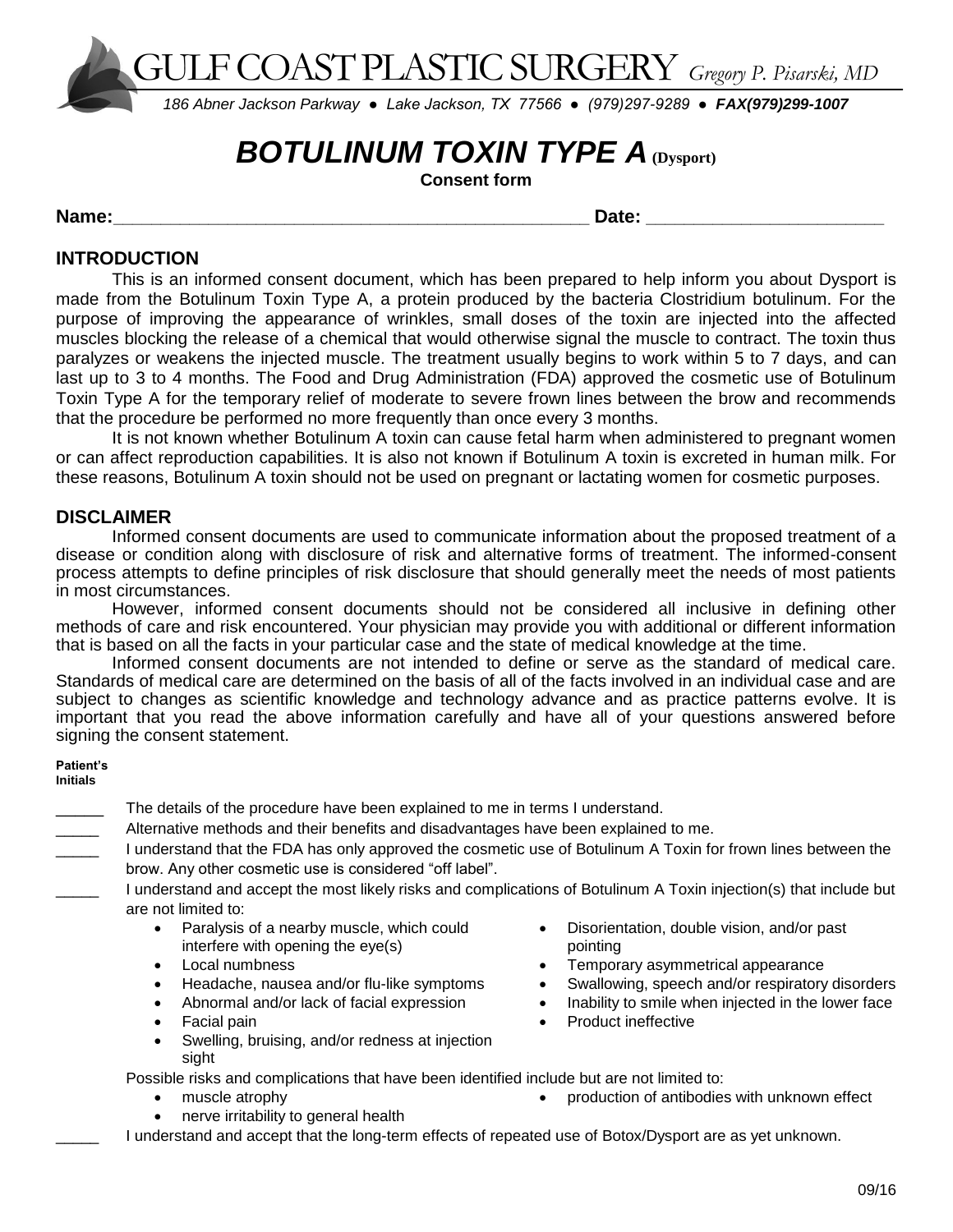# GULF COAST PLASTIC SURGERY *Gregory P. Pisarski, MD*

*186 Abner Jackson Parkway ● Lake Jackson, TX 77566 ● (979)297-9289 ● **FAX(979)299-1007***

# *BOTULINUM TOXIN TYPE A* (Dysport)

**Consent form**

**Name:**_______________________________________________ **Date:** ______________________

## INTRODUCTION

This is an informed consent document, which has been prepared to help inform you about Dysport is made from the Botulinum Toxin Type A, a protein produced by the bacteria Clostridium botulinum. For the purpose of improving the appearance of wrinkles, small doses of the toxin are injected into the affected muscles blocking the release of a chemical that would otherwise signal the muscle to contract. The toxin thus paralyzes or weakens the injected muscle. The treatment usually begins to work within 5 to 7 days, and can last up to 3 to 4 months. The Food and Drug Administration (FDA) approved the cosmetic use of Botulinum Toxin Type A for the temporary relief of moderate to severe frown lines between the brow and recommends that the procedure be performed no more frequently than once every 3 months.

It is not known whether Botulinum A toxin can cause fetal harm when administered to pregnant women or can affect reproduction capabilities. It is also not known if Botulinum A toxin is excreted in human milk. For these reasons, Botulinum A toxin should not be used on pregnant or lactating women for cosmetic purposes.

## DISCLAIMER

Informed consent documents are used to communicate information about the proposed treatment of a disease or condition along with disclosure of risk and alternative forms of treatment. The informed-consent process attempts to define principles of risk disclosure that should generally meet the needs of most patients in most circumstances.

However, informed consent documents should not be considered all inclusive in defining other methods of care and risk encountered. Your physician may provide you with additional or different information that is based on all the facts in your particular case and the state of medical knowledge at the time.

Informed consent documents are not intended to define or serve as the standard of medical care. Standards of medical care are determined on the basis of all of the facts involved in an individual case and are subject to changes as scientific knowledge and technology advance and as practice patterns evolve. It is important that you read the above information carefully and have all of your questions answered before signing the consent statement.

**Patient's Initials**

_____ The details of the procedure have been explained to me in terms I understand.

_____ Alternative methods and their benefits and disadvantages have been explained to me.

_____ I understand that the FDA has only approved the cosmetic use of Botulinum A Toxin for frown lines between the brow. Any other cosmetic use is considered "off label".

_____ I understand and accept the most likely risks and complications of Botulinum A Toxin injection(s) that include but are not limited to:

- Paralysis of a nearby muscle, which could interfere with opening the eye(s)
- Local numbness
- Headache, nausea and/or flu-like symptoms
- Abnormal and/or lack of facial expression
- Facial pain
- Swelling, bruising, and/or redness at injection sight
- Disorientation, double vision, and/or past pointing
- Temporary asymmetrical appearance
- Swallowing, speech and/or respiratory disorders
- Inability to smile when injected in the lower face
- Product ineffective

Possible risks and complications that have been identified include but are not limited to:

- muscle atrophy
- nerve irritability to general health
- production of antibodies with unknown effect

_____ I understand and accept that the long-term effects of repeated use of Botox/Dysport are as yet unknown.

09/16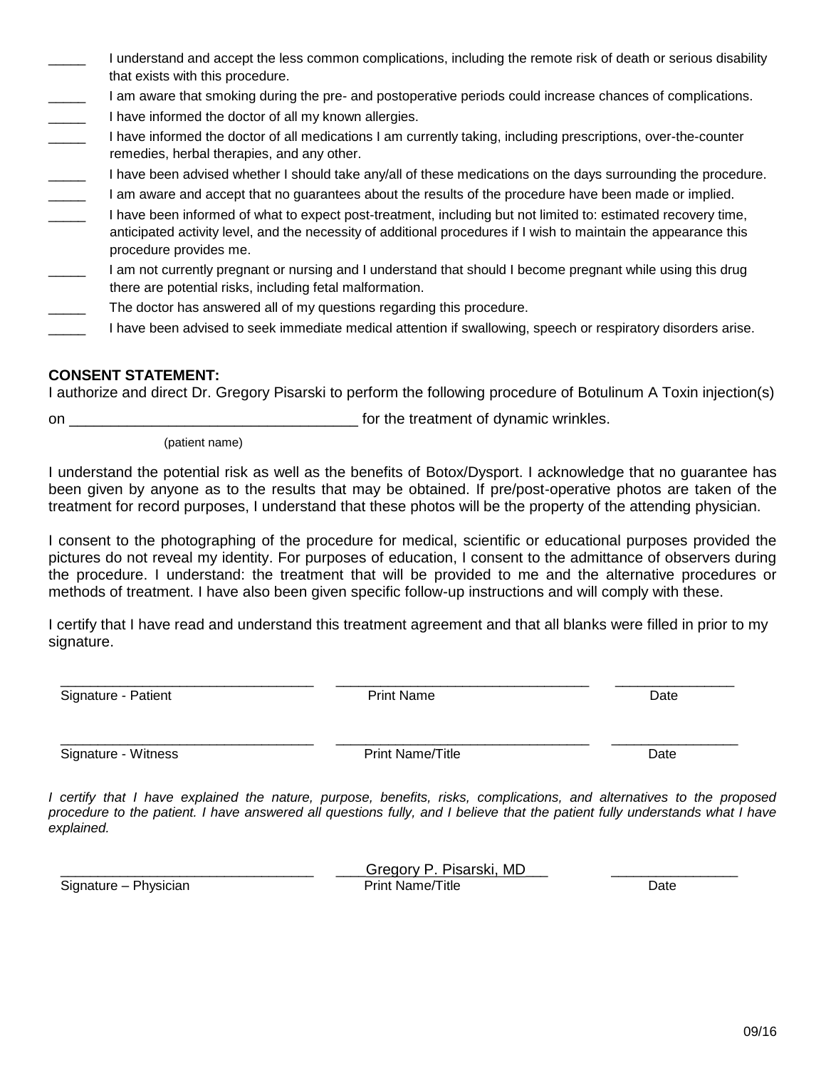_____ I understand and accept the less common complications, including the remote risk of death or serious disability that exists with this procedure.

_____ I am aware that smoking during the pre- and postoperative periods could increase chances of complications.

_____ I have informed the doctor of all my known allergies.

_____ I have informed the doctor of all medications I am currently taking, including prescriptions, over-the-counter remedies, herbal therapies, and any other.

_____ I have been advised whether I should take any/all of these medications on the days surrounding the procedure.

_____ I am aware and accept that no guarantees about the results of the procedure have been made or implied.

_____ I have been informed of what to expect post-treatment, including but not limited to: estimated recovery time, anticipated activity level, and the necessity of additional procedures if I wish to maintain the appearance this procedure provides me.

_____ I am not currently pregnant or nursing and I understand that should I become pregnant while using this drug there are potential risks, including fetal malformation.

_____ The doctor has answered all of my questions regarding this procedure.

_____ I have been advised to seek immediate medical attention if swallowing, speech or respiratory disorders arise.

**CONSENT STATEMENT:**

I authorize and direct Dr. Gregory Pisarski to perform the following procedure of Botulinum A Toxin injection(s) on ___________________________________ for the treatment of dynamic wrinkles.

(patient name)

I understand the potential risk as well as the benefits of Botox/Dysport. I acknowledge that no guarantee has been given by anyone as to the results that may be obtained. If pre/post-operative photos are taken of the treatment for record purposes, I understand that these photos will be the property of the attending physician.

I consent to the photographing of the procedure for medical, scientific or educational purposes provided the pictures do not reveal my identity. For purposes of education, I consent to the admittance of observers during the procedure. I understand: the treatment that will be provided to me and the alternative procedures or methods of treatment. I have also been given specific follow-up instructions and will comply with these.

I certify that I have read and understand this treatment agreement and that all blanks were filled in prior to my signature.

_________________________________ _________________________________ _______________

Signature - Patient Print Name Date

_________________________________ _________________________________ _______________

Signature - Witness Print Name/Title Date

*I certify that I have explained the nature, purpose, benefits, risks, complications, and alternatives to the proposed procedure to the patient. I have answered all questions fully, and I believe that the patient fully understands what I have explained.*

_________________________________ Gregory P. Pisarski, MD _______________

Signature – Physician Print Name/Title Date

09/16